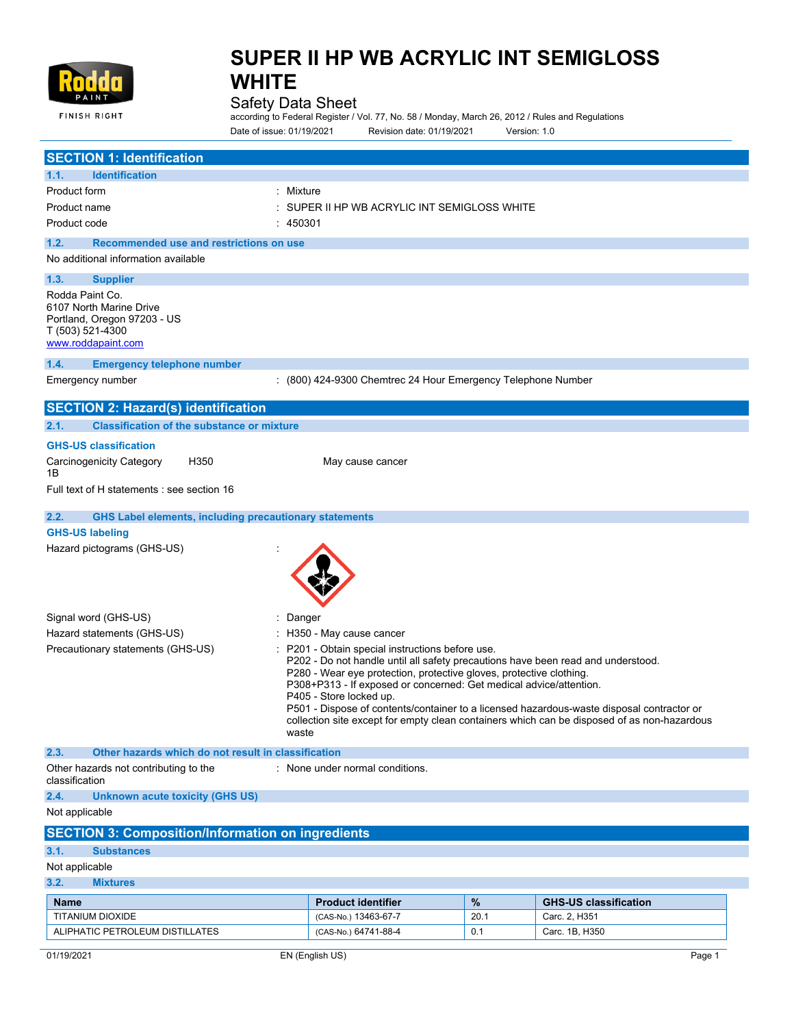# SUPER II HP WB ACRYLIC INT SEMIGLOSS WHITE

Safety Data Sheet

according to Federal Register / Vol. 77, No. 58 / Monday, March 26, 2012 / Rules and Regulations

Date of issue: 01/19/2021 Revision date: 01/19/2021 Version: 1.0

## SECTION 1: Identification

### 1.1. Identification

| | |
|---|---|
| Product form | : Mixture |
| Product name | : SUPER II HP WB ACRYLIC INT SEMIGLOSS WHITE |
| Product code | : 450301 |

### 1.2. Recommended use and restrictions on use

No additional information available

### 1.3. Supplier

Rodda Paint Co.
6107 North Marine Drive
Portland, Oregon 97203 - US
T (503) 521-4300
www.roddapaint.com

### 1.4. Emergency telephone number

Emergency number : (800) 424-9300 Chemtrec 24 Hour Emergency Telephone Number

## SECTION 2: Hazard(s) identification

### 2.1. Classification of the substance or mixture

**GHS-US classification**

| | | |
|---|---|---|
| Carcinogenicity Category 1B | H350 | May cause cancer |

Full text of H statements : see section 16

### 2.2. GHS Label elements, including precautionary statements

**GHS-US labeling**

Hazard pictograms (GHS-US) :

Signal word (GHS-US) : Danger

Hazard statements (GHS-US) : H350 - May cause cancer

Precautionary statements (GHS-US) :
- P201 - Obtain special instructions before use.
- P202 - Do not handle until all safety precautions have been read and understood.
- P280 - Wear eye protection, protective gloves, protective clothing.
- P308+P313 - If exposed or concerned: Get medical advice/attention.
- P405 - Store locked up.
- P501 - Dispose of contents/container to a licensed hazardous-waste disposal contractor or collection site except for empty clean containers which can be disposed of as non-hazardous waste

### 2.3. Other hazards which do not result in classification

Other hazards not contributing to the classification : None under normal conditions.

### 2.4. Unknown acute toxicity (GHS US)

Not applicable

## SECTION 3: Composition/Information on ingredients

### 3.1. Substances

Not applicable

### 3.2. Mixtures

| Name | Product identifier | % | GHS-US classification |
|---|---|---|---|
| TITANIUM DIOXIDE | (CAS-No.) 13463-67-7 | 20.1 | Carc. 2, H351 |
| ALIPHATIC PETROLEUM DISTILLATES | (CAS-No.) 64741-88-4 | 0.1 | Carc. 1B, H350 |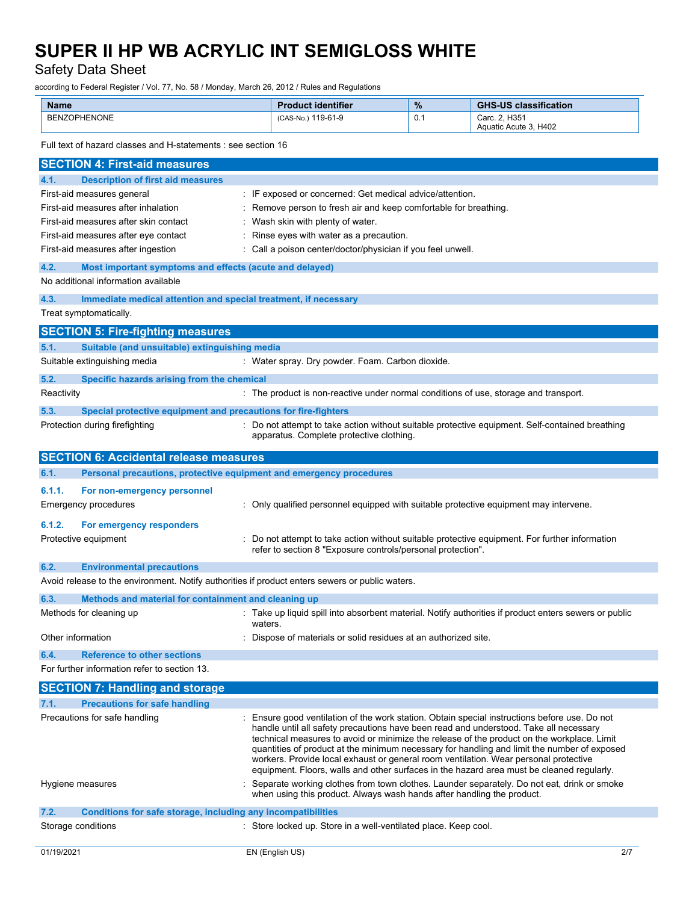| Name | Product identifier | % | GHS-US classification |
|---|---|---|---|
| BENZOPHENONE | (CAS-No.) 119-61-9 | 0.1 | Carc. 2, H351<br>Aquatic Acute 3, H402 |

Full text of hazard classes and H-statements : see section 16

## SECTION 4: First-aid measures

### 4.1. Description of first aid measures

First-aid measures general : IF exposed or concerned: Get medical advice/attention.

First-aid measures after inhalation : Remove person to fresh air and keep comfortable for breathing.

First-aid measures after skin contact : Wash skin with plenty of water.

First-aid measures after eye contact : Rinse eyes with water as a precaution.

First-aid measures after ingestion : Call a poison center/doctor/physician if you feel unwell.

### 4.2. Most important symptoms and effects (acute and delayed)

No additional information available

### 4.3. Immediate medical attention and special treatment, if necessary

Treat symptomatically.

## SECTION 5: Fire-fighting measures

### 5.1. Suitable (and unsuitable) extinguishing media

Suitable extinguishing media : Water spray. Dry powder. Foam. Carbon dioxide.

### 5.2. Specific hazards arising from the chemical

Reactivity : The product is non-reactive under normal conditions of use, storage and transport.

### 5.3. Special protective equipment and precautions for fire-fighters

Protection during firefighting : Do not attempt to take action without suitable protective equipment. Self-contained breathing apparatus. Complete protective clothing.

## SECTION 6: Accidental release measures

### 6.1. Personal precautions, protective equipment and emergency procedures

#### 6.1.1. For non-emergency personnel

Emergency procedures : Only qualified personnel equipped with suitable protective equipment may intervene.

#### 6.1.2. For emergency responders

Protective equipment : Do not attempt to take action without suitable protective equipment. For further information refer to section 8 "Exposure controls/personal protection".

### 6.2. Environmental precautions

Avoid release to the environment. Notify authorities if product enters sewers or public waters.

### 6.3. Methods and material for containment and cleaning up

Methods for cleaning up : Take up liquid spill into absorbent material. Notify authorities if product enters sewers or public waters.

Other information : Dispose of materials or solid residues at an authorized site.

### 6.4. Reference to other sections

For further information refer to section 13.

## SECTION 7: Handling and storage

### 7.1. Precautions for safe handling

Precautions for safe handling : Ensure good ventilation of the work station. Obtain special instructions before use. Do not handle until all safety precautions have been read and understood. Take all necessary technical measures to avoid or minimize the release of the product on the workplace. Limit quantities of product at the minimum necessary for handling and limit the number of exposed workers. Provide local exhaust or general room ventilation. Wear personal protective equipment. Floors, walls and other surfaces in the hazard area must be cleaned regularly.

Hygiene measures : Separate working clothes from town clothes. Launder separately. Do not eat, drink or smoke when using this product. Always wash hands after handling the product.

### 7.2. Conditions for safe storage, including any incompatibilities

Storage conditions : Store locked up. Store in a well-ventilated place. Keep cool.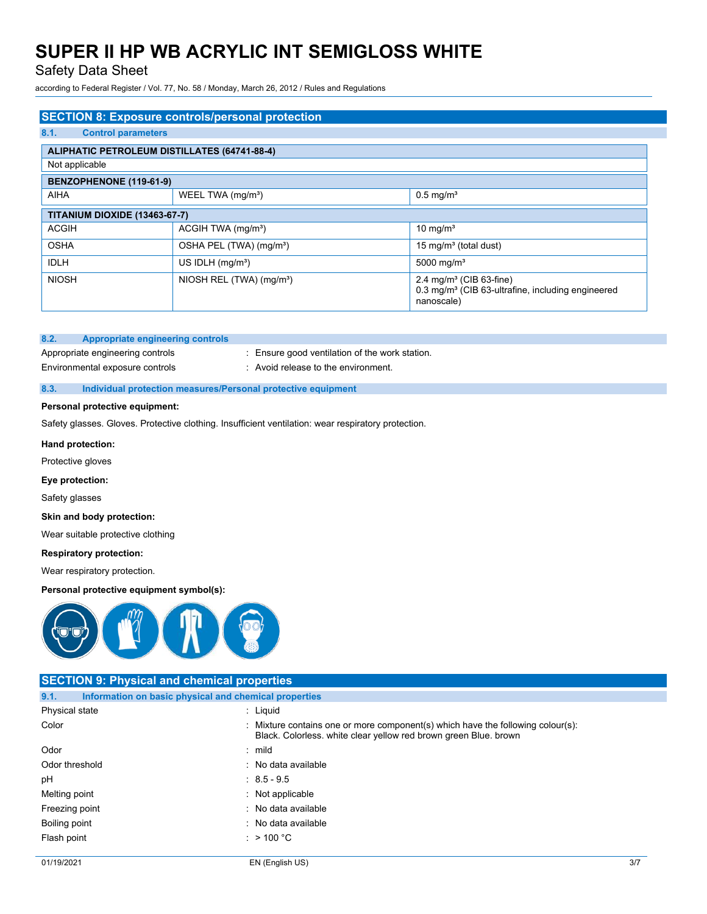## SECTION 8: Exposure controls/personal protection

### 8.1. Control parameters

| ALIPHATIC PETROLEUM DISTILLATES (64741-88-4) | | |
|---|---|---|
| Not applicable | | |

| BENZOPHENONE (119-61-9) | | |
|---|---|---|
| AIHA | WEEL TWA (mg/m³) | 0.5 mg/m³ |

| TITANIUM DIOXIDE (13463-67-7) | | |
|---|---|---|
| ACGIH | ACGIH TWA (mg/m³) | 10 mg/m³ |
| OSHA | OSHA PEL (TWA) (mg/m³) | 15 mg/m³ (total dust) |
| IDLH | US IDLH (mg/m³) | 5000 mg/m³ |
| NIOSH | NIOSH REL (TWA) (mg/m³) | 2.4 mg/m³ (CIB 63-fine)<br>0.3 mg/m³ (CIB 63-ultrafine, including engineered nanoscale) |

### 8.2. Appropriate engineering controls

Appropriate engineering controls : Ensure good ventilation of the work station.

Environmental exposure controls : Avoid release to the environment.

### 8.3. Individual protection measures/Personal protective equipment

**Personal protective equipment:**

Safety glasses. Gloves. Protective clothing. Insufficient ventilation: wear respiratory protection.

**Hand protection:**

Protective gloves

**Eye protection:**

Safety glasses

**Skin and body protection:**

Wear suitable protective clothing

**Respiratory protection:**

Wear respiratory protection.

**Personal protective equipment symbol(s):**

## SECTION 9: Physical and chemical properties

### 9.1. Information on basic physical and chemical properties

| | |
|---|---|
| Physical state | : Liquid |
| Color | : Mixture contains one or more component(s) which have the following colour(s): Black. Colorless. white clear yellow red brown green Blue. brown |
| Odor | : mild |
| Odor threshold | : No data available |
| pH | : 8.5 - 9.5 |
| Melting point | : Not applicable |
| Freezing point | : No data available |
| Boiling point | : No data available |
| Flash point | : > 100 °C |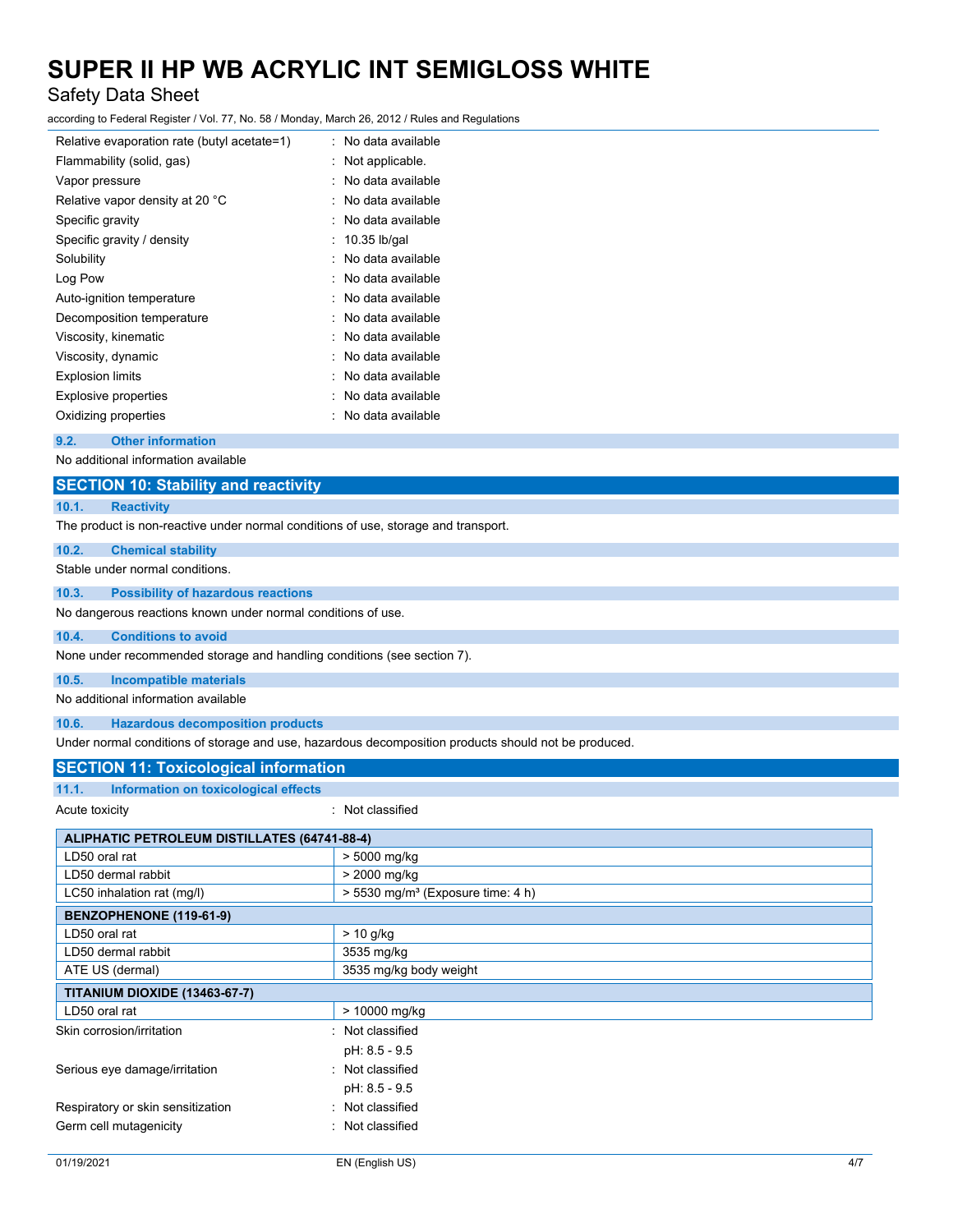| | |
|---|---|
| Relative evaporation rate (butyl acetate=1) | : No data available |
| Flammability (solid, gas) | : Not applicable. |
| Vapor pressure | : No data available |
| Relative vapor density at 20 °C | : No data available |
| Specific gravity | : No data available |
| Specific gravity / density | : 10.35 lb/gal |
| Solubility | : No data available |
| Log Pow | : No data available |
| Auto-ignition temperature | : No data available |
| Decomposition temperature | : No data available |
| Viscosity, kinematic | : No data available |
| Viscosity, dynamic | : No data available |
| Explosion limits | : No data available |
| Explosive properties | : No data available |
| Oxidizing properties | : No data available |

### 9.2. Other information

No additional information available

## SECTION 10: Stability and reactivity

### 10.1. Reactivity

The product is non-reactive under normal conditions of use, storage and transport.

### 10.2. Chemical stability

Stable under normal conditions.

### 10.3. Possibility of hazardous reactions

No dangerous reactions known under normal conditions of use.

### 10.4. Conditions to avoid

None under recommended storage and handling conditions (see section 7).

### 10.5. Incompatible materials

No additional information available

### 10.6. Hazardous decomposition products

Under normal conditions of storage and use, hazardous decomposition products should not be produced.

## SECTION 11: Toxicological information

### 11.1. Information on toxicological effects

Acute toxicity : Not classified

| ALIPHATIC PETROLEUM DISTILLATES (64741-88-4) | |
|---|---|
| LD50 oral rat | > 5000 mg/kg |
| LD50 dermal rabbit | > 2000 mg/kg |
| LC50 inhalation rat (mg/l) | > 5530 mg/m³ (Exposure time: 4 h) |
| **BENZOPHENONE (119-61-9)** | |
| LD50 oral rat | > 10 g/kg |
| LD50 dermal rabbit | 3535 mg/kg |
| ATE US (dermal) | 3535 mg/kg body weight |
| **TITANIUM DIOXIDE (13463-67-7)** | |
| LD50 oral rat | > 10000 mg/kg |

| | |
|---|---|
| Skin corrosion/irritation | : Not classified<br>pH: 8.5 - 9.5 |
| Serious eye damage/irritation | : Not classified<br>pH: 8.5 - 9.5 |
| Respiratory or skin sensitization | : Not classified |
| Germ cell mutagenicity | : Not classified |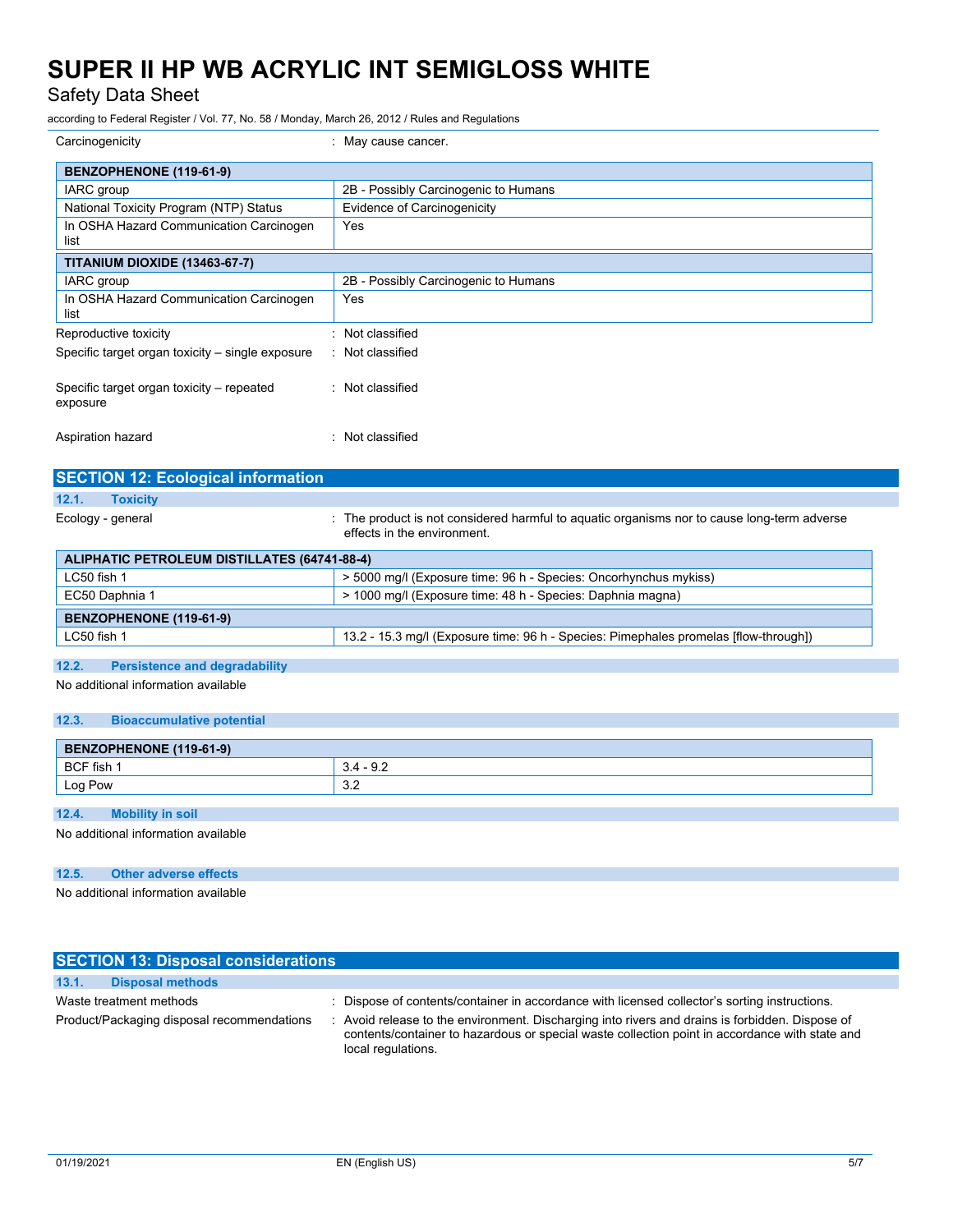Carcinogenicity : May cause cancer.

| BENZOPHENONE (119-61-9) | |
|---|---|
| IARC group | 2B - Possibly Carcinogenic to Humans |
| National Toxicity Program (NTP) Status | Evidence of Carcinogenicity |
| In OSHA Hazard Communication Carcinogen list | Yes |
| **TITANIUM DIOXIDE (13463-67-7)** | |
| IARC group | 2B - Possibly Carcinogenic to Humans |
| In OSHA Hazard Communication Carcinogen list | Yes |

Reproductive toxicity : Not classified

Specific target organ toxicity – single exposure : Not classified

Specific target organ toxicity – repeated exposure : Not classified

Aspiration hazard : Not classified

## SECTION 12: Ecological information

### 12.1. Toxicity

Ecology - general : The product is not considered harmful to aquatic organisms nor to cause long-term adverse effects in the environment.

| ALIPHATIC PETROLEUM DISTILLATES (64741-88-4) | |
|---|---|
| LC50 fish 1 | > 5000 mg/l (Exposure time: 96 h - Species: Oncorhynchus mykiss) |
| EC50 Daphnia 1 | > 1000 mg/l (Exposure time: 48 h - Species: Daphnia magna) |
| **BENZOPHENONE (119-61-9)** | |
| LC50 fish 1 | 13.2 - 15.3 mg/l (Exposure time: 96 h - Species: Pimephales promelas [flow-through]) |

### 12.2. Persistence and degradability

No additional information available

### 12.3. Bioaccumulative potential

| BENZOPHENONE (119-61-9) | |
|---|---|
| BCF fish 1 | 3.4 - 9.2 |
| Log Pow | 3.2 |

### 12.4. Mobility in soil

No additional information available

### 12.5. Other adverse effects

No additional information available

## SECTION 13: Disposal considerations

### 13.1. Disposal methods

Waste treatment methods : Dispose of contents/container in accordance with licensed collector's sorting instructions.

Product/Packaging disposal recommendations : Avoid release to the environment. Discharging into rivers and drains is forbidden. Dispose of contents/container to hazardous or special waste collection point in accordance with state and local regulations.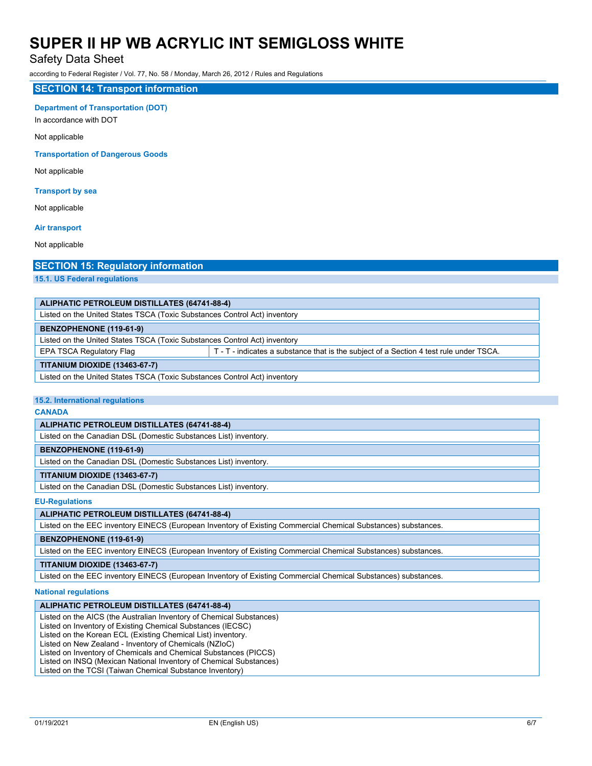## SECTION 14: Transport information

**Department of Transportation (DOT)**

In accordance with DOT

Not applicable

**Transportation of Dangerous Goods**

Not applicable

**Transport by sea**

Not applicable

**Air transport**

Not applicable

## SECTION 15: Regulatory information

### 15.1. US Federal regulations

| ALIPHATIC PETROLEUM DISTILLATES (64741-88-4) | |
|---|---|
| Listed on the United States TSCA (Toxic Substances Control Act) inventory | |

| BENZOPHENONE (119-61-9) | |
|---|---|
| Listed on the United States TSCA (Toxic Substances Control Act) inventory | |
| EPA TSCA Regulatory Flag | T - T - indicates a substance that is the subject of a Section 4 test rule under TSCA. |

| TITANIUM DIOXIDE (13463-67-7) |
|---|
| Listed on the United States TSCA (Toxic Substances Control Act) inventory |

### 15.2. International regulations

**CANADA**

| ALIPHATIC PETROLEUM DISTILLATES (64741-88-4) |
|---|
| Listed on the Canadian DSL (Domestic Substances List) inventory. |

| BENZOPHENONE (119-61-9) |
|---|
| Listed on the Canadian DSL (Domestic Substances List) inventory. |

| TITANIUM DIOXIDE (13463-67-7) |
|---|
| Listed on the Canadian DSL (Domestic Substances List) inventory. |

**EU-Regulations**

| ALIPHATIC PETROLEUM DISTILLATES (64741-88-4) |
|---|
| Listed on the EEC inventory EINECS (European Inventory of Existing Commercial Chemical Substances) substances. |

| BENZOPHENONE (119-61-9) |
|---|
| Listed on the EEC inventory EINECS (European Inventory of Existing Commercial Chemical Substances) substances. |

| TITANIUM DIOXIDE (13463-67-7) |
|---|
| Listed on the EEC inventory EINECS (European Inventory of Existing Commercial Chemical Substances) substances. |

**National regulations**

| ALIPHATIC PETROLEUM DISTILLATES (64741-88-4) |
|---|
| Listed on the AICS (the Australian Inventory of Chemical Substances)<br>Listed on Inventory of Existing Chemical Substances (IECSC)<br>Listed on the Korean ECL (Existing Chemical List) inventory.<br>Listed on New Zealand - Inventory of Chemicals (NZIoC)<br>Listed on Inventory of Chemicals and Chemical Substances (PICCS)<br>Listed on INSQ (Mexican National Inventory of Chemical Substances)<br>Listed on the TCSI (Taiwan Chemical Substance Inventory) |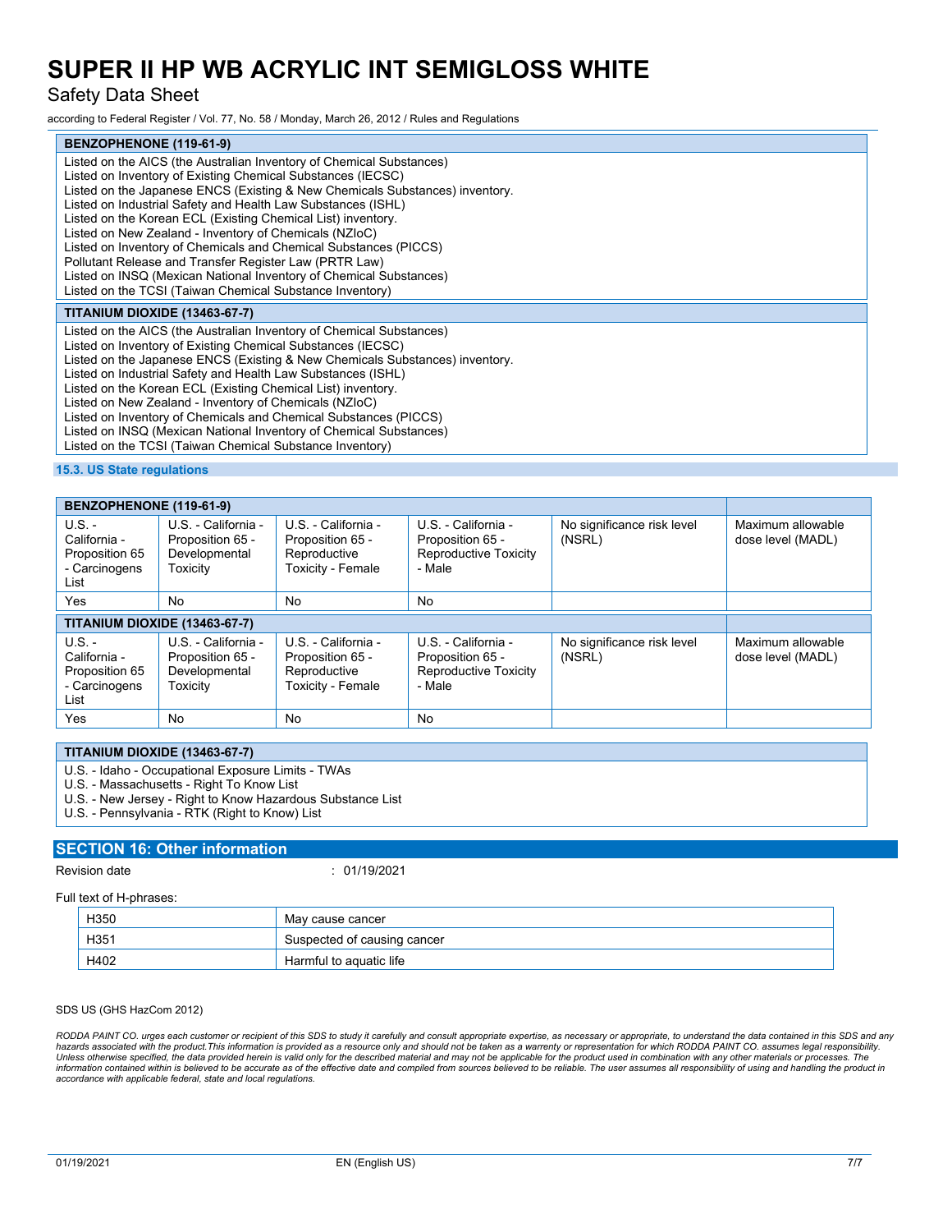| BENZOPHENONE (119-61-9) |
|---|
| Listed on the AICS (the Australian Inventory of Chemical Substances)<br>Listed on Inventory of Existing Chemical Substances (IECSC)<br>Listed on the Japanese ENCS (Existing & New Chemicals Substances) inventory.<br>Listed on Industrial Safety and Health Law Substances (ISHL)<br>Listed on the Korean ECL (Existing Chemical List) inventory.<br>Listed on New Zealand - Inventory of Chemicals (NZIoC)<br>Listed on Inventory of Chemicals and Chemical Substances (PICCS)<br>Pollutant Release and Transfer Register Law (PRTR Law)<br>Listed on INSQ (Mexican National Inventory of Chemical Substances)<br>Listed on the TCSI (Taiwan Chemical Substance Inventory) |

| TITANIUM DIOXIDE (13463-67-7) |
|---|
| Listed on the AICS (the Australian Inventory of Chemical Substances)<br>Listed on Inventory of Existing Chemical Substances (IECSC)<br>Listed on the Japanese ENCS (Existing & New Chemicals Substances) inventory.<br>Listed on Industrial Safety and Health Law Substances (ISHL)<br>Listed on the Korean ECL (Existing Chemical List) inventory.<br>Listed on New Zealand - Inventory of Chemicals (NZIoC)<br>Listed on Inventory of Chemicals and Chemical Substances (PICCS)<br>Listed on INSQ (Mexican National Inventory of Chemical Substances)<br>Listed on the TCSI (Taiwan Chemical Substance Inventory) |

### 15.3. US State regulations

| BENZOPHENONE (119-61-9) | | | | | |
|---|---|---|---|---|---|
| U.S. - California - Proposition 65 - Carcinogens List | U.S. - California - Proposition 65 - Developmental Toxicity | U.S. - California - Proposition 65 - Reproductive Toxicity - Female | U.S. - California - Proposition 65 - Reproductive Toxicity - Male | No significance risk level (NSRL) | Maximum allowable dose level (MADL) |
| Yes | No | No | No | | |
| **TITANIUM DIOXIDE (13463-67-7)** | | | | | |
| U.S. - California - Proposition 65 - Carcinogens List | U.S. - California - Proposition 65 - Developmental Toxicity | U.S. - California - Proposition 65 - Reproductive Toxicity - Female | U.S. - California - Proposition 65 - Reproductive Toxicity - Male | No significance risk level (NSRL) | Maximum allowable dose level (MADL) |
| Yes | No | No | No | | |

| TITANIUM DIOXIDE (13463-67-7) |
|---|
| U.S. - Idaho - Occupational Exposure Limits - TWAs<br>U.S. - Massachusetts - Right To Know List<br>U.S. - New Jersey - Right to Know Hazardous Substance List<br>U.S. - Pennsylvania - RTK (Right to Know) List |

## SECTION 16: Other information

Revision date : 01/19/2021

Full text of H-phrases:

| | |
|---|---|
| H350 | May cause cancer |
| H351 | Suspected of causing cancer |
| H402 | Harmful to aquatic life |

SDS US (GHS HazCom 2012)

*RODDA PAINT CO. urges each customer or recipient of this SDS to study it carefully and consult appropriate expertise, as necessary or appropriate, to understand the data contained in this SDS and any hazards associated with the product.This information is provided as a resource only and should not be taken as a warrenty or representation for which RODDA PAINT CO. assumes legal responsibility. Unless otherwise specified, the data provided herein is valid only for the described material and may not be applicable for the product used in combination with any other materials or processes. The information contained within is believed to be accurate as of the effective date and compiled from sources believed to be reliable. The user assumes all responsibility of using and handling the product in accordance with applicable federal, state and local regulations.*